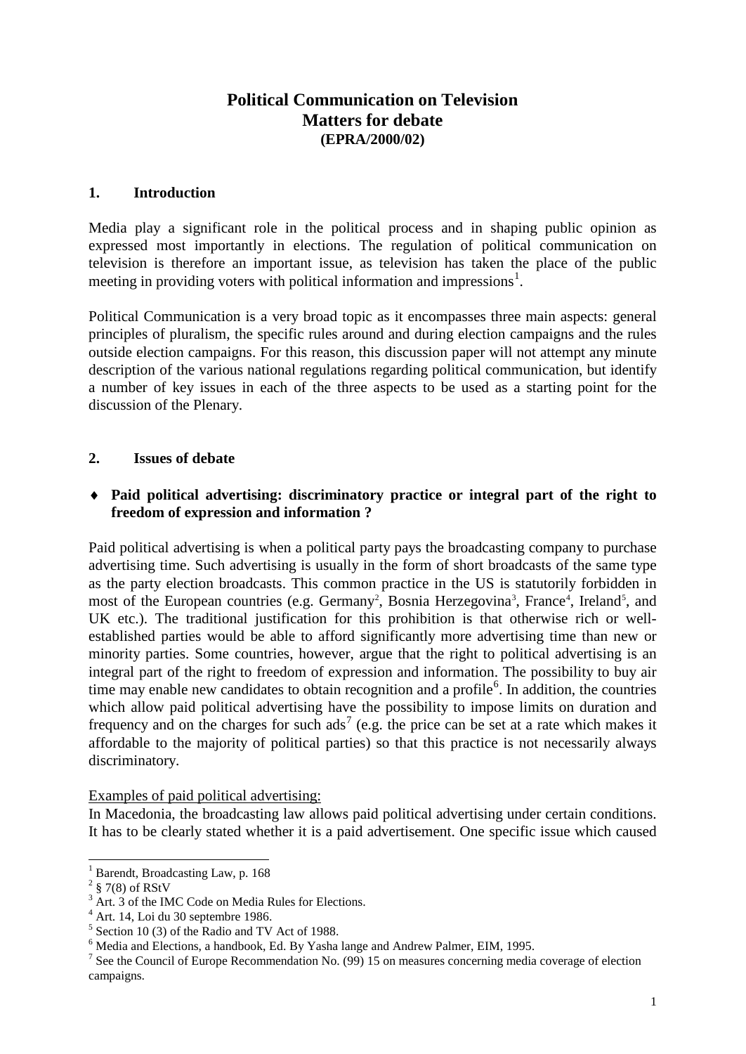# Political Communication on Television
## Matters for debate
### (EPRA/2000/02)

## 1. Introduction

Media play a significant role in the political process and in shaping public opinion as expressed most importantly in elections. The regulation of political communication on television is therefore an important issue, as television has taken the place of the public meeting in providing voters with political information and impressions[1].

Political Communication is a very broad topic as it encompasses three main aspects: general principles of pluralism, the specific rules around and during election campaigns and the rules outside election campaigns. For this reason, this discussion paper will not attempt any minute description of the various national regulations regarding political communication, but identify a number of key issues in each of the three aspects to be used as a starting point for the discussion of the Plenary.

## 2. Issues of debate

- **Paid political advertising: discriminatory practice or integral part of the right to freedom of expression and information ?**

Paid political advertising is when a political party pays the broadcasting company to purchase advertising time. Such advertising is usually in the form of short broadcasts of the same type as the party election broadcasts. This common practice in the US is statutorily forbidden in most of the European countries (e.g. Germany[2], Bosnia Herzegovina[3], France[4], Ireland[5], and UK etc.). The traditional justification for this prohibition is that otherwise rich or well-established parties would be able to afford significantly more advertising time than new or minority parties. Some countries, however, argue that the right to political advertising is an integral part of the right to freedom of expression and information. The possibility to buy air time may enable new candidates to obtain recognition and a profile[6]. In addition, the countries which allow paid political advertising have the possibility to impose limits on duration and frequency and on the charges for such ads[7] (e.g. the price can be set at a rate which makes it affordable to the majority of political parties) so that this practice is not necessarily always discriminatory.

<u>Examples of paid political advertising:</u>

In Macedonia, the broadcasting law allows paid political advertising under certain conditions. It has to be clearly stated whether it is a paid advertisement. One specific issue which caused

---

[1] Barendt, Broadcasting Law, p. 168

[2] § 7(8) of RStV

[3] Art. 3 of the IMC Code on Media Rules for Elections.

[4] Art. 14, Loi du 30 septembre 1986.

[5] Section 10 (3) of the Radio and TV Act of 1988.

[6] Media and Elections, a handbook, Ed. By Yasha lange and Andrew Palmer, EIM, 1995.

[7] See the Council of Europe Recommendation No. (99) 15 on measures concerning media coverage of election campaigns.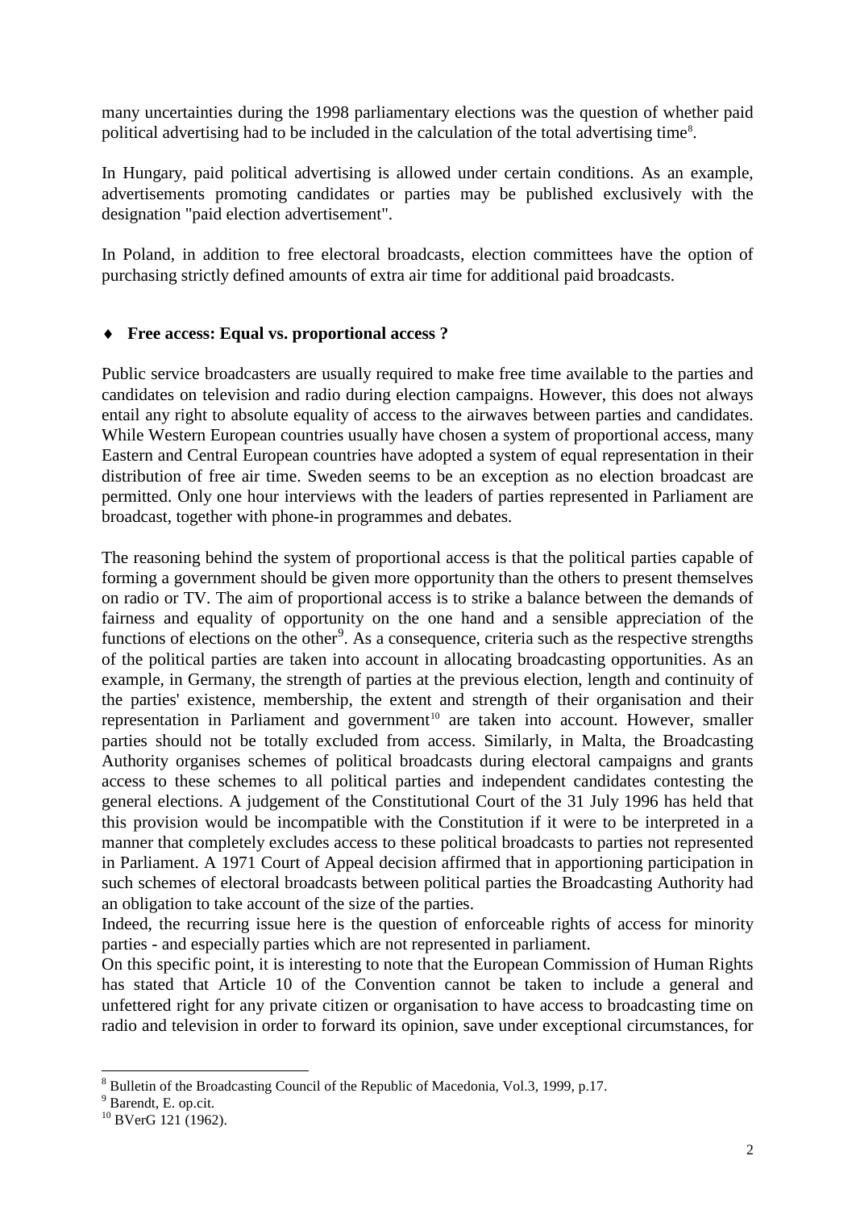many uncertainties during the 1998 parliamentary elections was the question of whether paid political advertising had to be included in the calculation of the total advertising time[8].

In Hungary, paid political advertising is allowed under certain conditions. As an example, advertisements promoting candidates or parties may be published exclusively with the designation "paid election advertisement".

In Poland, in addition to free electoral broadcasts, election committees have the option of purchasing strictly defined amounts of extra air time for additional paid broadcasts.

- **Free access: Equal vs. proportional access ?**

Public service broadcasters are usually required to make free time available to the parties and candidates on television and radio during election campaigns. However, this does not always entail any right to absolute equality of access to the airwaves between parties and candidates. While Western European countries usually have chosen a system of proportional access, many Eastern and Central European countries have adopted a system of equal representation in their distribution of free air time. Sweden seems to be an exception as no election broadcast are permitted. Only one hour interviews with the leaders of parties represented in Parliament are broadcast, together with phone-in programmes and debates.

The reasoning behind the system of proportional access is that the political parties capable of forming a government should be given more opportunity than the others to present themselves on radio or TV. The aim of proportional access is to strike a balance between the demands of fairness and equality of opportunity on the one hand and a sensible appreciation of the functions of elections on the other[9]. As a consequence, criteria such as the respective strengths of the political parties are taken into account in allocating broadcasting opportunities. As an example, in Germany, the strength of parties at the previous election, length and continuity of the parties' existence, membership, the extent and strength of their organisation and their representation in Parliament and government[10] are taken into account. However, smaller parties should not be totally excluded from access. Similarly, in Malta, the Broadcasting Authority organises schemes of political broadcasts during electoral campaigns and grants access to these schemes to all political parties and independent candidates contesting the general elections. A judgement of the Constitutional Court of the 31 July 1996 has held that this provision would be incompatible with the Constitution if it were to be interpreted in a manner that completely excludes access to these political broadcasts to parties not represented in Parliament. A 1971 Court of Appeal decision affirmed that in apportioning participation in such schemes of electoral broadcasts between political parties the Broadcasting Authority had an obligation to take account of the size of the parties.

Indeed, the recurring issue here is the question of enforceable rights of access for minority parties - and especially parties which are not represented in parliament.

On this specific point, it is interesting to note that the European Commission of Human Rights has stated that Article 10 of the Convention cannot be taken to include a general and unfettered right for any private citizen or organisation to have access to broadcasting time on radio and television in order to forward its opinion, save under exceptional circumstances, for

---

[8] Bulletin of the Broadcasting Council of the Republic of Macedonia, Vol.3, 1999, p.17.

[9] Barendt, E. op.cit.

[10] BVerG 121 (1962).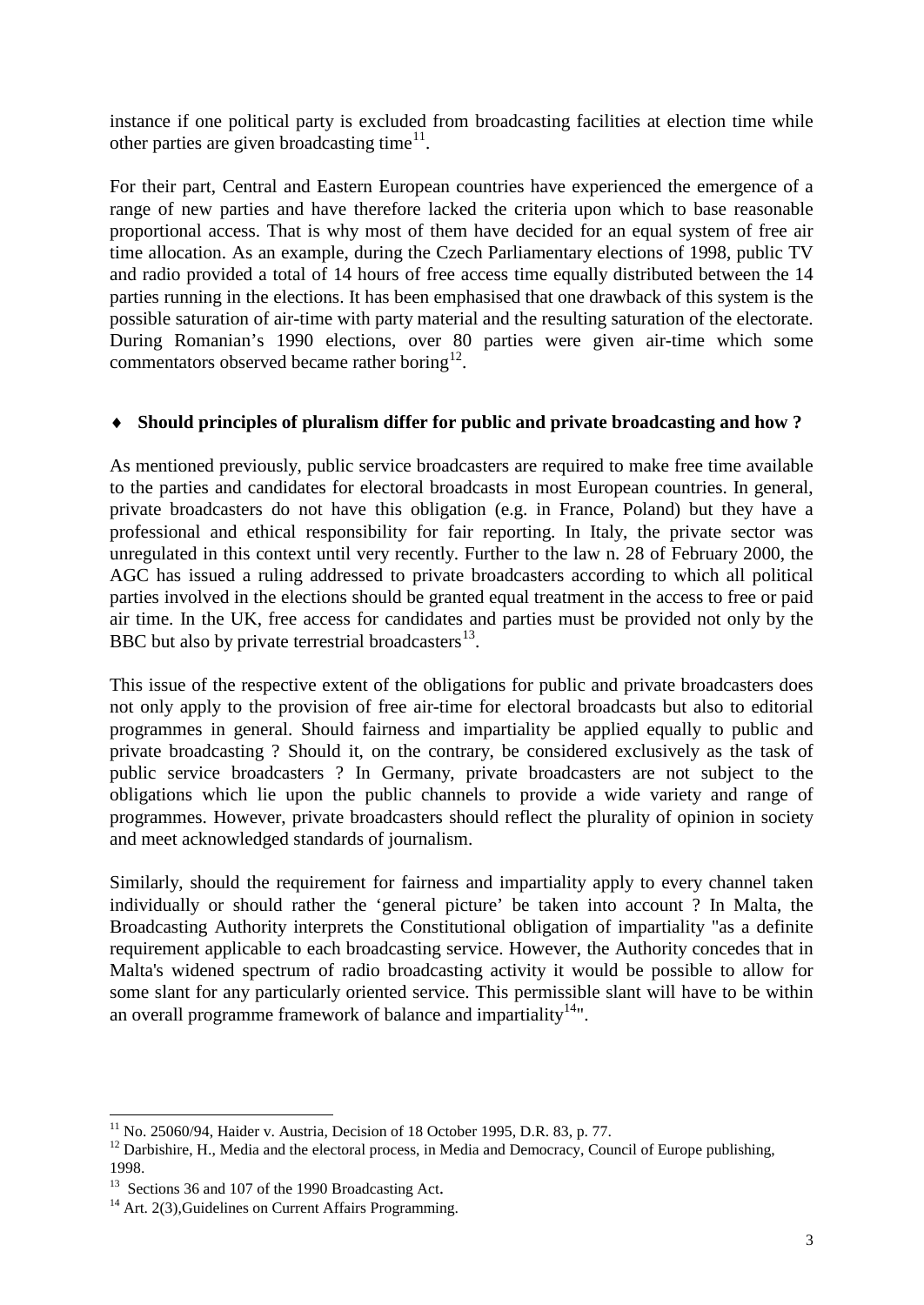instance if one political party is excluded from broadcasting facilities at election time while other parties are given broadcasting time[11].

For their part, Central and Eastern European countries have experienced the emergence of a range of new parties and have therefore lacked the criteria upon which to base reasonable proportional access. That is why most of them have decided for an equal system of free air time allocation. As an example, during the Czech Parliamentary elections of 1998, public TV and radio provided a total of 14 hours of free access time equally distributed between the 14 parties running in the elections. It has been emphasised that one drawback of this system is the possible saturation of air-time with party material and the resulting saturation of the electorate. During Romanian's 1990 elections, over 80 parties were given air-time which some commentators observed became rather boring[12].

- **Should principles of pluralism differ for public and private broadcasting and how ?**

As mentioned previously, public service broadcasters are required to make free time available to the parties and candidates for electoral broadcasts in most European countries. In general, private broadcasters do not have this obligation (e.g. in France, Poland) but they have a professional and ethical responsibility for fair reporting. In Italy, the private sector was unregulated in this context until very recently. Further to the law n. 28 of February 2000, the AGC has issued a ruling addressed to private broadcasters according to which all political parties involved in the elections should be granted equal treatment in the access to free or paid air time. In the UK, free access for candidates and parties must be provided not only by the BBC but also by private terrestrial broadcasters[13].

This issue of the respective extent of the obligations for public and private broadcasters does not only apply to the provision of free air-time for electoral broadcasts but also to editorial programmes in general. Should fairness and impartiality be applied equally to public and private broadcasting ? Should it, on the contrary, be considered exclusively as the task of public service broadcasters ? In Germany, private broadcasters are not subject to the obligations which lie upon the public channels to provide a wide variety and range of programmes. However, private broadcasters should reflect the plurality of opinion in society and meet acknowledged standards of journalism.

Similarly, should the requirement for fairness and impartiality apply to every channel taken individually or should rather the 'general picture' be taken into account ? In Malta, the Broadcasting Authority interprets the Constitutional obligation of impartiality "as a definite requirement applicable to each broadcasting service. However, the Authority concedes that in Malta's widened spectrum of radio broadcasting activity it would be possible to allow for some slant for any particularly oriented service. This permissible slant will have to be within an overall programme framework of balance and impartiality[14]".

---

[11] No. 25060/94, Haider v. Austria, Decision of 18 October 1995, D.R. 83, p. 77.

[12] Darbishire, H., Media and the electoral process, in Media and Democracy, Council of Europe publishing, 1998.

[13] Sections 36 and 107 of the 1990 Broadcasting Act.

[14] Art. 2(3),Guidelines on Current Affairs Programming.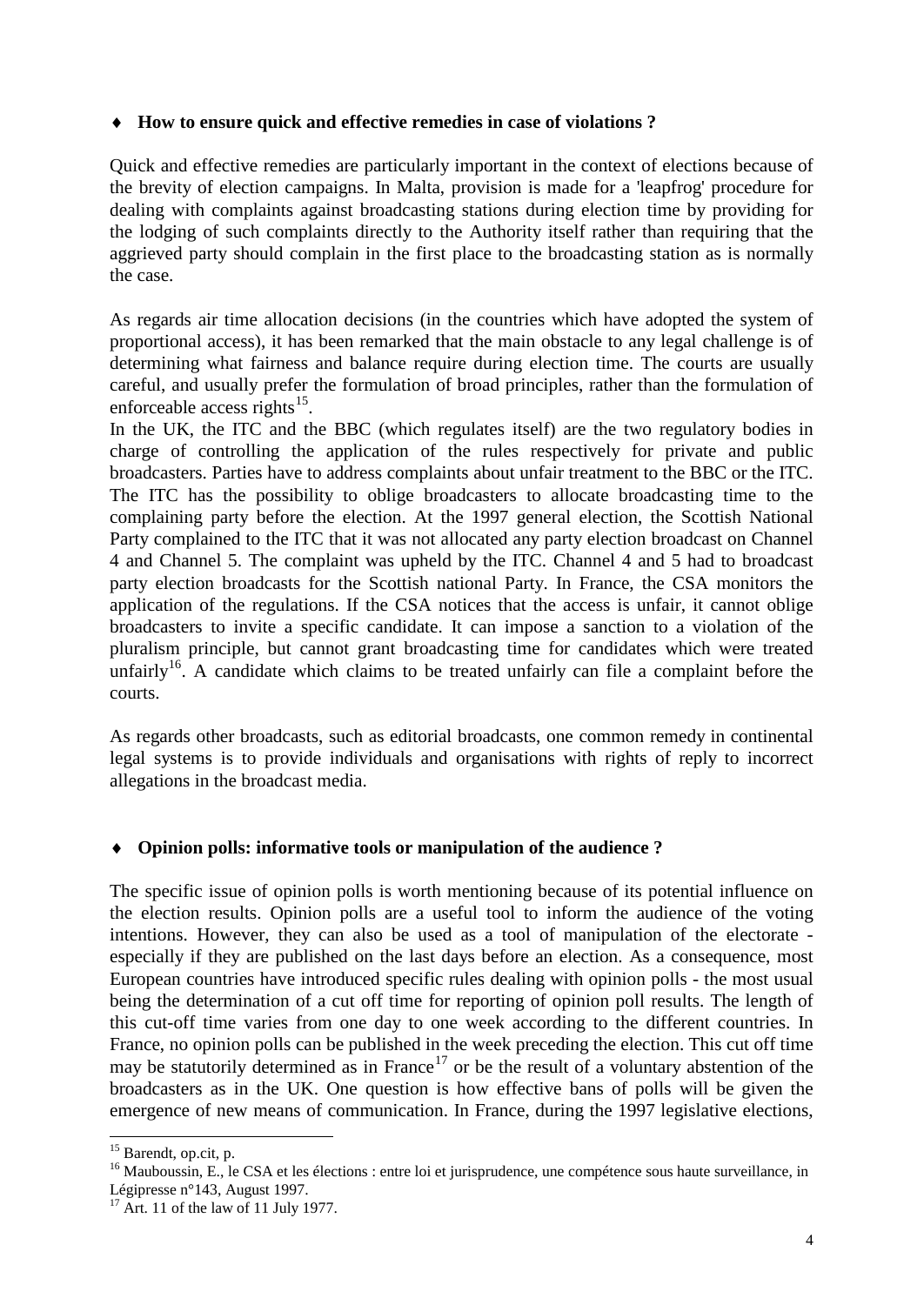♦ **How to ensure quick and effective remedies in case of violations ?**

Quick and effective remedies are particularly important in the context of elections because of the brevity of election campaigns. In Malta, provision is made for a 'leapfrog' procedure for dealing with complaints against broadcasting stations during election time by providing for the lodging of such complaints directly to the Authority itself rather than requiring that the aggrieved party should complain in the first place to the broadcasting station as is normally the case.

As regards air time allocation decisions (in the countries which have adopted the system of proportional access), it has been remarked that the main obstacle to any legal challenge is of determining what fairness and balance require during election time. The courts are usually careful, and usually prefer the formulation of broad principles, rather than the formulation of enforceable access rights[15].

In the UK, the ITC and the BBC (which regulates itself) are the two regulatory bodies in charge of controlling the application of the rules respectively for private and public broadcasters. Parties have to address complaints about unfair treatment to the BBC or the ITC. The ITC has the possibility to oblige broadcasters to allocate broadcasting time to the complaining party before the election. At the 1997 general election, the Scottish National Party complained to the ITC that it was not allocated any party election broadcast on Channel 4 and Channel 5. The complaint was upheld by the ITC. Channel 4 and 5 had to broadcast party election broadcasts for the Scottish national Party. In France, the CSA monitors the application of the regulations. If the CSA notices that the access is unfair, it cannot oblige broadcasters to invite a specific candidate. It can impose a sanction to a violation of the pluralism principle, but cannot grant broadcasting time for candidates which were treated unfairly[16]. A candidate which claims to be treated unfairly can file a complaint before the courts.

As regards other broadcasts, such as editorial broadcasts, one common remedy in continental legal systems is to provide individuals and organisations with rights of reply to incorrect allegations in the broadcast media.

♦ **Opinion polls: informative tools or manipulation of the audience ?**

The specific issue of opinion polls is worth mentioning because of its potential influence on the election results. Opinion polls are a useful tool to inform the audience of the voting intentions. However, they can also be used as a tool of manipulation of the electorate - especially if they are published on the last days before an election. As a consequence, most European countries have introduced specific rules dealing with opinion polls - the most usual being the determination of a cut off time for reporting of opinion poll results. The length of this cut-off time varies from one day to one week according to the different countries. In France, no opinion polls can be published in the week preceding the election. This cut off time may be statutorily determined as in France[17] or be the result of a voluntary abstention of the broadcasters as in the UK. One question is how effective bans of polls will be given the emergence of new means of communication. In France, during the 1997 legislative elections,

---

[15] Barendt, op.cit, p.

[16] Mauboussin, E., le CSA et les élections : entre loi et jurisprudence, une compétence sous haute surveillance, in Légipresse n°143, August 1997.

[17] Art. 11 of the law of 11 July 1977.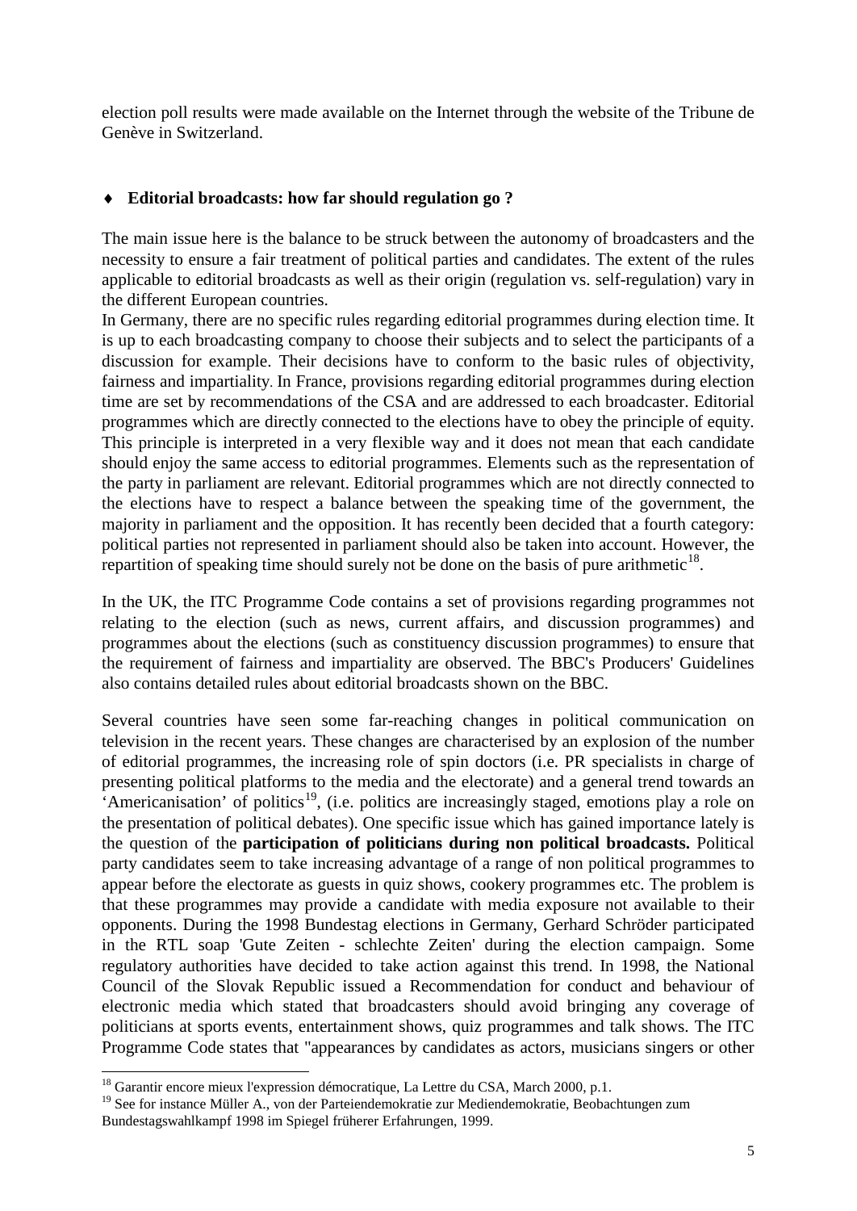election poll results were made available on the Internet through the website of the Tribune de Genève in Switzerland.

♦ **Editorial broadcasts: how far should regulation go ?**

The main issue here is the balance to be struck between the autonomy of broadcasters and the necessity to ensure a fair treatment of political parties and candidates. The extent of the rules applicable to editorial broadcasts as well as their origin (regulation vs. self-regulation) vary in the different European countries.
In Germany, there are no specific rules regarding editorial programmes during election time. It is up to each broadcasting company to choose their subjects and to select the participants of a discussion for example. Their decisions have to conform to the basic rules of objectivity, fairness and impartiality. In France, provisions regarding editorial programmes during election time are set by recommendations of the CSA and are addressed to each broadcaster. Editorial programmes which are directly connected to the elections have to obey the principle of equity. This principle is interpreted in a very flexible way and it does not mean that each candidate should enjoy the same access to editorial programmes. Elements such as the representation of the party in parliament are relevant. Editorial programmes which are not directly connected to the elections have to respect a balance between the speaking time of the government, the majority in parliament and the opposition. It has recently been decided that a fourth category: political parties not represented in parliament should also be taken into account. However, the repartition of speaking time should surely not be done on the basis of pure arithmetic[18].

In the UK, the ITC Programme Code contains a set of provisions regarding programmes not relating to the election (such as news, current affairs, and discussion programmes) and programmes about the elections (such as constituency discussion programmes) to ensure that the requirement of fairness and impartiality are observed. The BBC's Producers' Guidelines also contains detailed rules about editorial broadcasts shown on the BBC.

Several countries have seen some far-reaching changes in political communication on television in the recent years. These changes are characterised by an explosion of the number of editorial programmes, the increasing role of spin doctors (i.e. PR specialists in charge of presenting political platforms to the media and the electorate) and a general trend towards an 'Americanisation' of politics[19], (i.e. politics are increasingly staged, emotions play a role on the presentation of political debates). One specific issue which has gained importance lately is the question of the **participation of politicians during non political broadcasts.** Political party candidates seem to take increasing advantage of a range of non political programmes to appear before the electorate as guests in quiz shows, cookery programmes etc. The problem is that these programmes may provide a candidate with media exposure not available to their opponents. During the 1998 Bundestag elections in Germany, Gerhard Schröder participated in the RTL soap 'Gute Zeiten - schlechte Zeiten' during the election campaign. Some regulatory authorities have decided to take action against this trend. In 1998, the National Council of the Slovak Republic issued a Recommendation for conduct and behaviour of electronic media which stated that broadcasters should avoid bringing any coverage of politicians at sports events, entertainment shows, quiz programmes and talk shows. The ITC Programme Code states that "appearances by candidates as actors, musicians singers or other

[18] Garantir encore mieux l'expression démocratique, La Lettre du CSA, March 2000, p.1.
[19] See for instance Müller A., von der Parteiendemokratie zur Mediendemokratie, Beobachtungen zum Bundestagswahlkampf 1998 im Spiegel früherer Erfahrungen, 1999.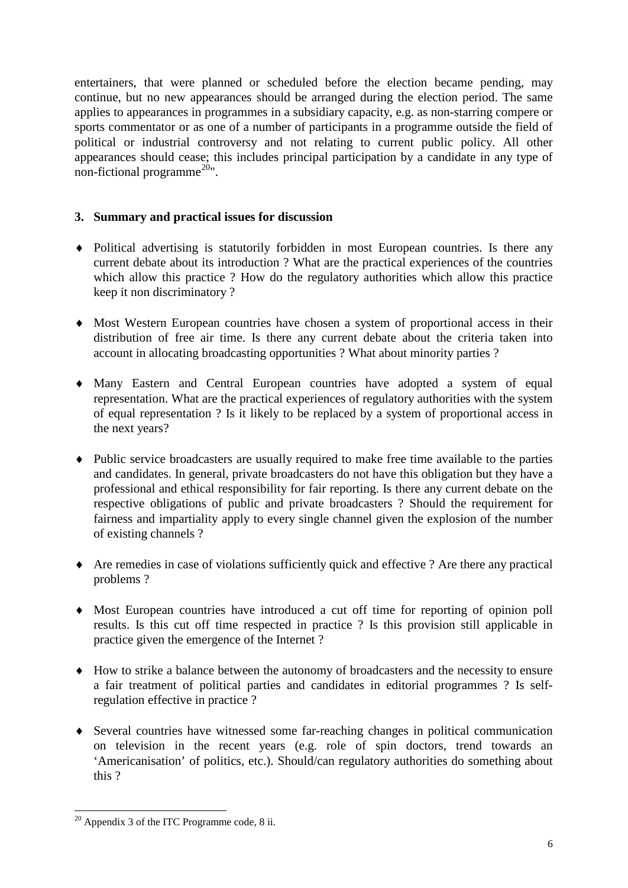entertainers, that were planned or scheduled before the election became pending, may continue, but no new appearances should be arranged during the election period. The same applies to appearances in programmes in a subsidiary capacity, e.g. as non-starring compere or sports commentator or as one of a number of participants in a programme outside the field of political or industrial controversy and not relating to current public policy. All other appearances should cease; this includes principal participation by a candidate in any type of non-fictional programme[20]".

### 3. Summary and practical issues for discussion

- Political advertising is statutorily forbidden in most European countries. Is there any current debate about its introduction ? What are the practical experiences of the countries which allow this practice ? How do the regulatory authorities which allow this practice keep it non discriminatory ?

- Most Western European countries have chosen a system of proportional access in their distribution of free air time. Is there any current debate about the criteria taken into account in allocating broadcasting opportunities ? What about minority parties ?

- Many Eastern and Central European countries have adopted a system of equal representation. What are the practical experiences of regulatory authorities with the system of equal representation ? Is it likely to be replaced by a system of proportional access in the next years?

- Public service broadcasters are usually required to make free time available to the parties and candidates. In general, private broadcasters do not have this obligation but they have a professional and ethical responsibility for fair reporting. Is there any current debate on the respective obligations of public and private broadcasters ? Should the requirement for fairness and impartiality apply to every single channel given the explosion of the number of existing channels ?

- Are remedies in case of violations sufficiently quick and effective ? Are there any practical problems ?

- Most European countries have introduced a cut off time for reporting of opinion poll results. Is this cut off time respected in practice ? Is this provision still applicable in practice given the emergence of the Internet ?

- How to strike a balance between the autonomy of broadcasters and the necessity to ensure a fair treatment of political parties and candidates in editorial programmes ? Is self-regulation effective in practice ?

- Several countries have witnessed some far-reaching changes in political communication on television in the recent years (e.g. role of spin doctors, trend towards an 'Americanisation' of politics, etc.). Should/can regulatory authorities do something about this ?

---

[20] Appendix 3 of the ITC Programme code, 8 ii.